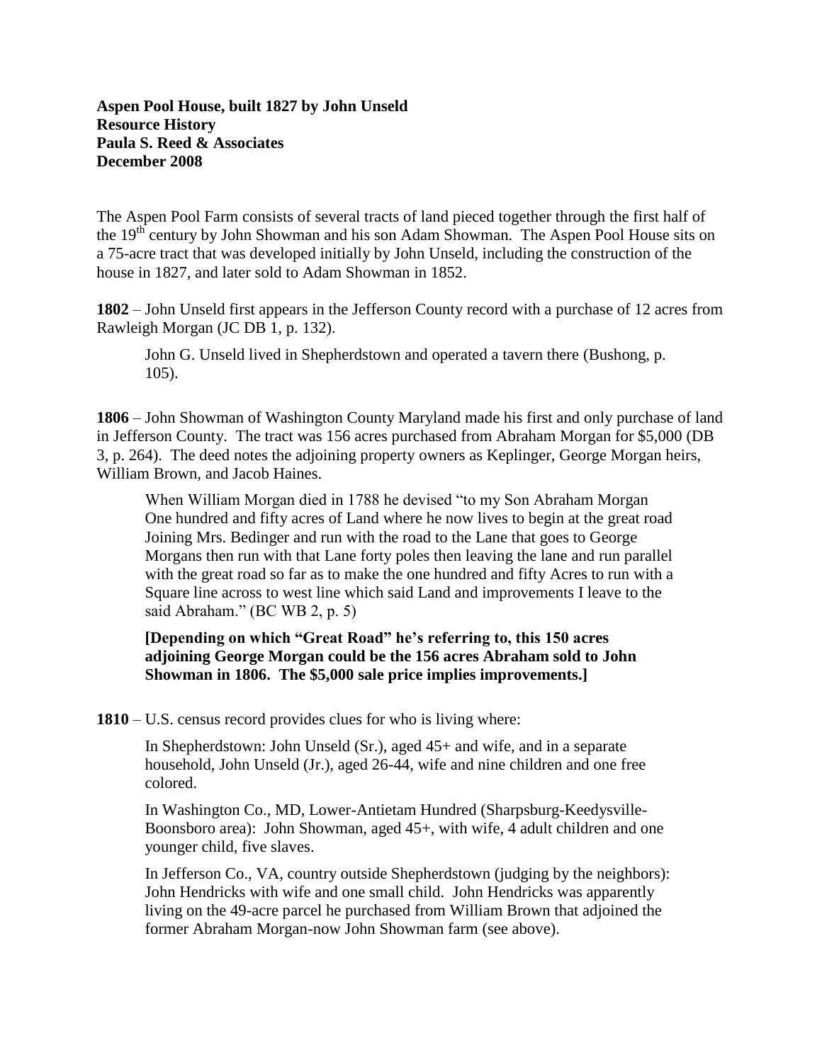**Aspen Pool House, built 1827 by John Unseld**
**Resource History**
**Paula S. Reed & Associates**
**December 2008**

The Aspen Pool Farm consists of several tracts of land pieced together through the first half of the 19th century by John Showman and his son Adam Showman. The Aspen Pool House sits on a 75-acre tract that was developed initially by John Unseld, including the construction of the house in 1827, and later sold to Adam Showman in 1852.

**1802** – John Unseld first appears in the Jefferson County record with a purchase of 12 acres from Rawleigh Morgan (JC DB 1, p. 132).

> John G. Unseld lived in Shepherdstown and operated a tavern there (Bushong, p. 105).

**1806** – John Showman of Washington County Maryland made his first and only purchase of land in Jefferson County. The tract was 156 acres purchased from Abraham Morgan for $5,000 (DB 3, p. 264). The deed notes the adjoining property owners as Keplinger, George Morgan heirs, William Brown, and Jacob Haines.

> When William Morgan died in 1788 he devised "to my Son Abraham Morgan One hundred and fifty acres of Land where he now lives to begin at the great road Joining Mrs. Bedinger and run with the road to the Lane that goes to George Morgans then run with that Lane forty poles then leaving the lane and run parallel with the great road so far as to make the one hundred and fifty Acres to run with a Square line across to west line which said Land and improvements I leave to the said Abraham." (BC WB 2, p. 5)
>
> **[Depending on which "Great Road" he's referring to, this 150 acres adjoining George Morgan could be the 156 acres Abraham sold to John Showman in 1806. The $5,000 sale price implies improvements.]**

**1810** – U.S. census record provides clues for who is living where:

> In Shepherdstown: John Unseld (Sr.), aged 45+ and wife, and in a separate household, John Unseld (Jr.), aged 26-44, wife and nine children and one free colored.
>
> In Washington Co., MD, Lower-Antietam Hundred (Sharpsburg-Keedysville-Boonsboro area): John Showman, aged 45+, with wife, 4 adult children and one younger child, five slaves.
>
> In Jefferson Co., VA, country outside Shepherdstown (judging by the neighbors): John Hendricks with wife and one small child. John Hendricks was apparently living on the 49-acre parcel he purchased from William Brown that adjoined the former Abraham Morgan-now John Showman farm (see above).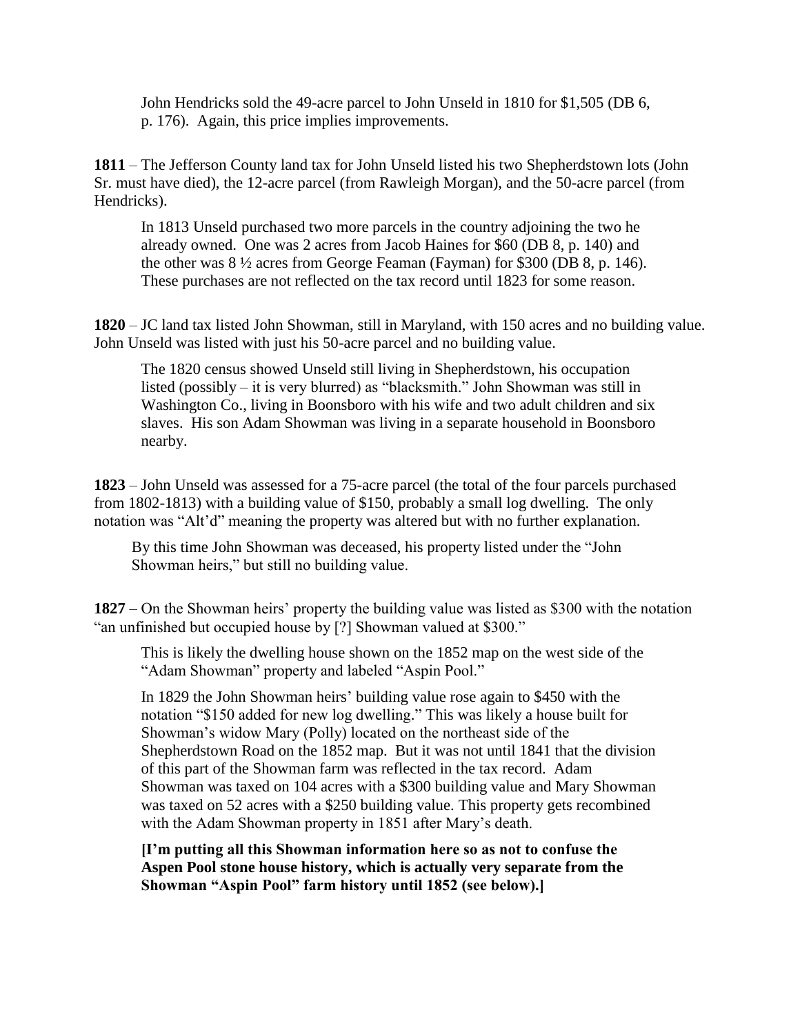John Hendricks sold the 49-acre parcel to John Unseld in 1810 for $1,505 (DB 6, p. 176). Again, this price implies improvements.

**1811** – The Jefferson County land tax for John Unseld listed his two Shepherdstown lots (John Sr. must have died), the 12-acre parcel (from Rawleigh Morgan), and the 50-acre parcel (from Hendricks).

In 1813 Unseld purchased two more parcels in the country adjoining the two he already owned. One was 2 acres from Jacob Haines for $60 (DB 8, p. 140) and the other was 8 ½ acres from George Feaman (Fayman) for $300 (DB 8, p. 146). These purchases are not reflected on the tax record until 1823 for some reason.

**1820** – JC land tax listed John Showman, still in Maryland, with 150 acres and no building value. John Unseld was listed with just his 50-acre parcel and no building value.

The 1820 census showed Unseld still living in Shepherdstown, his occupation listed (possibly – it is very blurred) as "blacksmith." John Showman was still in Washington Co., living in Boonsboro with his wife and two adult children and six slaves. His son Adam Showman was living in a separate household in Boonsboro nearby.

**1823** – John Unseld was assessed for a 75-acre parcel (the total of the four parcels purchased from 1802-1813) with a building value of $150, probably a small log dwelling. The only notation was "Alt'd" meaning the property was altered but with no further explanation.

By this time John Showman was deceased, his property listed under the "John Showman heirs," but still no building value.

**1827** – On the Showman heirs' property the building value was listed as $300 with the notation "an unfinished but occupied house by [?] Showman valued at $300."

This is likely the dwelling house shown on the 1852 map on the west side of the "Adam Showman" property and labeled "Aspin Pool."

In 1829 the John Showman heirs' building value rose again to $450 with the notation "$150 added for new log dwelling." This was likely a house built for Showman's widow Mary (Polly) located on the northeast side of the Shepherdstown Road on the 1852 map. But it was not until 1841 that the division of this part of the Showman farm was reflected in the tax record. Adam Showman was taxed on 104 acres with a $300 building value and Mary Showman was taxed on 52 acres with a $250 building value. This property gets recombined with the Adam Showman property in 1851 after Mary's death.

**[I'm putting all this Showman information here so as not to confuse the Aspen Pool stone house history, which is actually very separate from the Showman "Aspin Pool" farm history until 1852 (see below).]**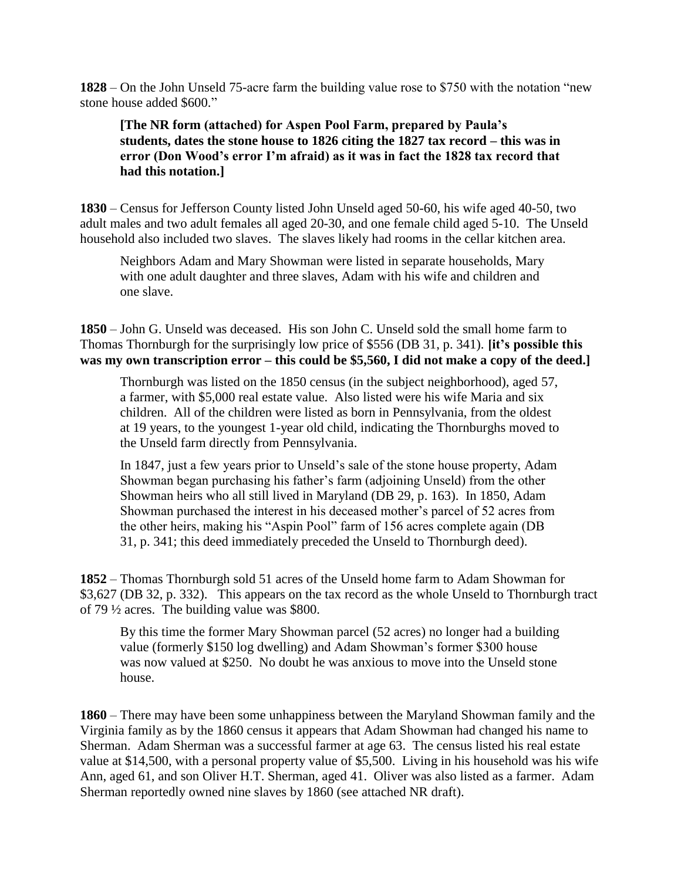**1828** – On the John Unseld 75-acre farm the building value rose to $750 with the notation "new stone house added $600."

> **[The NR form (attached) for Aspen Pool Farm, prepared by Paula's students, dates the stone house to 1826 citing the 1827 tax record – this was in error (Don Wood's error I'm afraid) as it was in fact the 1828 tax record that had this notation.]**

**1830** – Census for Jefferson County listed John Unseld aged 50-60, his wife aged 40-50, two adult males and two adult females all aged 20-30, and one female child aged 5-10. The Unseld household also included two slaves. The slaves likely had rooms in the cellar kitchen area.

> Neighbors Adam and Mary Showman were listed in separate households, Mary with one adult daughter and three slaves, Adam with his wife and children and one slave.

**1850** – John G. Unseld was deceased. His son John C. Unseld sold the small home farm to Thomas Thornburgh for the surprisingly low price of $556 (DB 31, p. 341). **[it's possible this was my own transcription error – this could be $5,560, I did not make a copy of the deed.]**

> Thornburgh was listed on the 1850 census (in the subject neighborhood), aged 57, a farmer, with $5,000 real estate value. Also listed were his wife Maria and six children. All of the children were listed as born in Pennsylvania, from the oldest at 19 years, to the youngest 1-year old child, indicating the Thornburghs moved to the Unseld farm directly from Pennsylvania.
>
> In 1847, just a few years prior to Unseld's sale of the stone house property, Adam Showman began purchasing his father's farm (adjoining Unseld) from the other Showman heirs who all still lived in Maryland (DB 29, p. 163). In 1850, Adam Showman purchased the interest in his deceased mother's parcel of 52 acres from the other heirs, making his "Aspin Pool" farm of 156 acres complete again (DB 31, p. 341; this deed immediately preceded the Unseld to Thornburgh deed).

**1852** – Thomas Thornburgh sold 51 acres of the Unseld home farm to Adam Showman for $3,627 (DB 32, p. 332). This appears on the tax record as the whole Unseld to Thornburgh tract of 79 ½ acres. The building value was $800.

> By this time the former Mary Showman parcel (52 acres) no longer had a building value (formerly $150 log dwelling) and Adam Showman's former $300 house was now valued at $250. No doubt he was anxious to move into the Unseld stone house.

**1860** – There may have been some unhappiness between the Maryland Showman family and the Virginia family as by the 1860 census it appears that Adam Showman had changed his name to Sherman. Adam Sherman was a successful farmer at age 63. The census listed his real estate value at $14,500, with a personal property value of $5,500. Living in his household was his wife Ann, aged 61, and son Oliver H.T. Sherman, aged 41. Oliver was also listed as a farmer. Adam Sherman reportedly owned nine slaves by 1860 (see attached NR draft).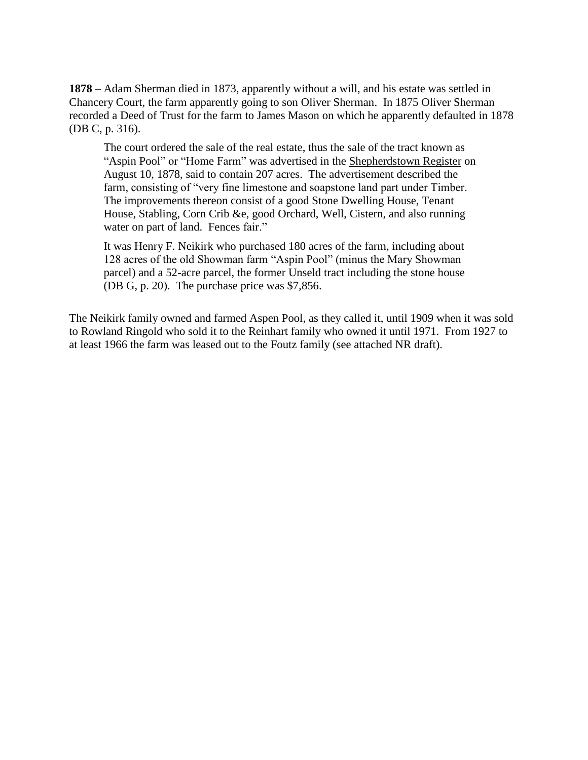**1878** – Adam Sherman died in 1873, apparently without a will, and his estate was settled in Chancery Court, the farm apparently going to son Oliver Sherman. In 1875 Oliver Sherman recorded a Deed of Trust for the farm to James Mason on which he apparently defaulted in 1878 (DB C, p. 316).

> The court ordered the sale of the real estate, thus the sale of the tract known as "Aspin Pool" or "Home Farm" was advertised in the Shepherdstown Register on August 10, 1878, said to contain 207 acres. The advertisement described the farm, consisting of "very fine limestone and soapstone land part under Timber. The improvements thereon consist of a good Stone Dwelling House, Tenant House, Stabling, Corn Crib &e, good Orchard, Well, Cistern, and also running water on part of land. Fences fair."
>
> It was Henry F. Neikirk who purchased 180 acres of the farm, including about 128 acres of the old Showman farm "Aspin Pool" (minus the Mary Showman parcel) and a 52-acre parcel, the former Unseld tract including the stone house (DB G, p. 20). The purchase price was $7,856.

The Neikirk family owned and farmed Aspen Pool, as they called it, until 1909 when it was sold to Rowland Ringold who sold it to the Reinhart family who owned it until 1971. From 1927 to at least 1966 the farm was leased out to the Foutz family (see attached NR draft).